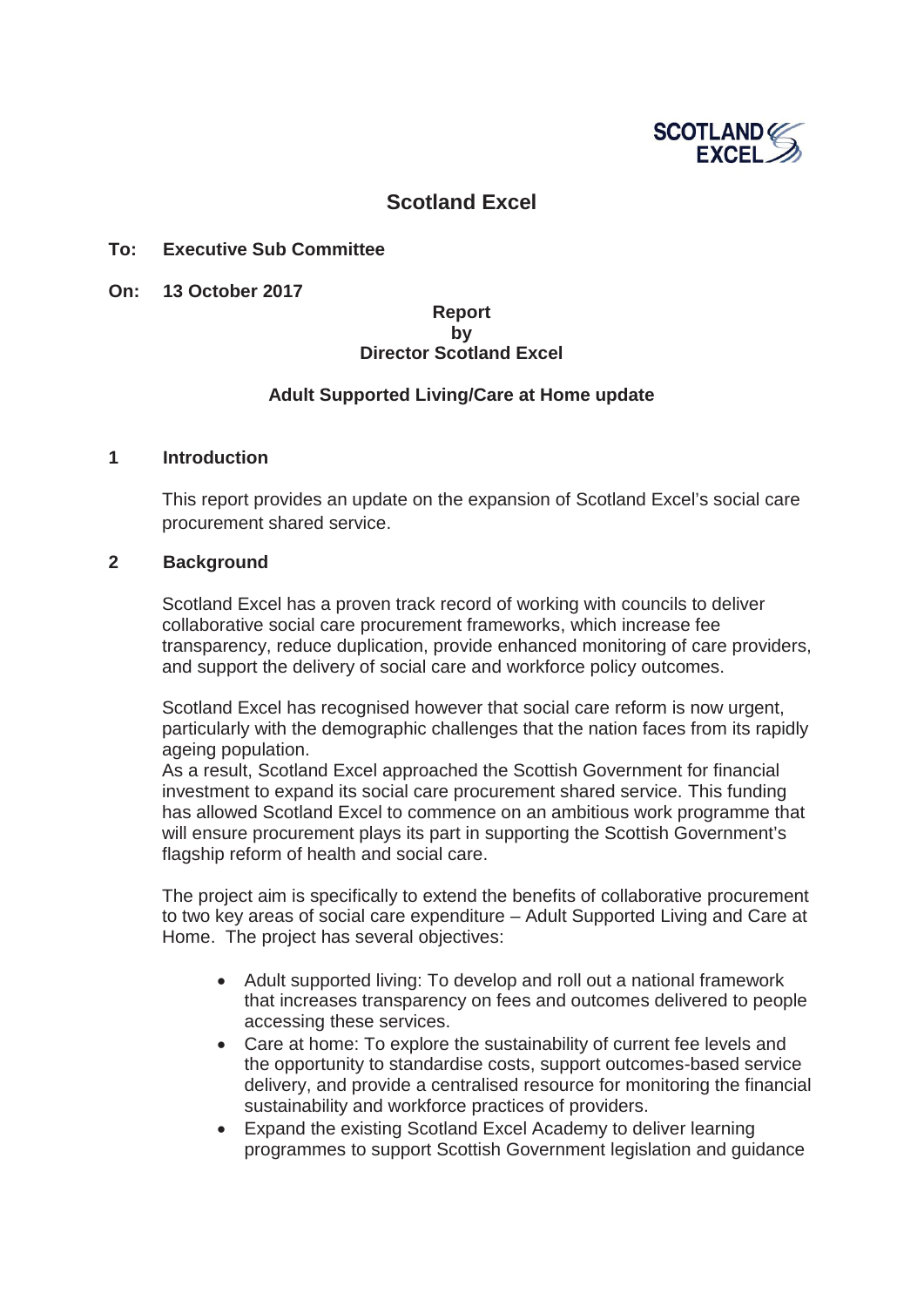# Scotland Excel

**To: Executive Sub Committee**

**On: 13 October 2017**

**Report**
**by**
**Director Scotland Excel**

## Adult Supported Living/Care at Home update

## 1 Introduction

This report provides an update on the expansion of Scotland Excel's social care procurement shared service.

## 2 Background

Scotland Excel has a proven track record of working with councils to deliver collaborative social care procurement frameworks, which increase fee transparency, reduce duplication, provide enhanced monitoring of care providers, and support the delivery of social care and workforce policy outcomes.

Scotland Excel has recognised however that social care reform is now urgent, particularly with the demographic challenges that the nation faces from its rapidly ageing population.
As a result, Scotland Excel approached the Scottish Government for financial investment to expand its social care procurement shared service. This funding has allowed Scotland Excel to commence on an ambitious work programme that will ensure procurement plays its part in supporting the Scottish Government's flagship reform of health and social care.

The project aim is specifically to extend the benefits of collaborative procurement to two key areas of social care expenditure – Adult Supported Living and Care at Home. The project has several objectives:

- Adult supported living: To develop and roll out a national framework that increases transparency on fees and outcomes delivered to people accessing these services.
- Care at home: To explore the sustainability of current fee levels and the opportunity to standardise costs, support outcomes-based service delivery, and provide a centralised resource for monitoring the financial sustainability and workforce practices of providers.
- Expand the existing Scotland Excel Academy to deliver learning programmes to support Scottish Government legislation and guidance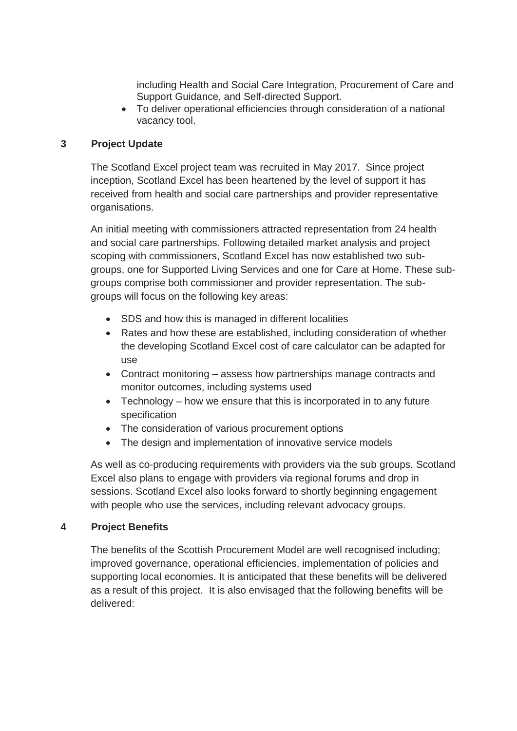including Health and Social Care Integration, Procurement of Care and Support Guidance, and Self-directed Support.

- To deliver operational efficiencies through consideration of a national vacancy tool.

## 3 Project Update

The Scotland Excel project team was recruited in May 2017. Since project inception, Scotland Excel has been heartened by the level of support it has received from health and social care partnerships and provider representative organisations.

An initial meeting with commissioners attracted representation from 24 health and social care partnerships. Following detailed market analysis and project scoping with commissioners, Scotland Excel has now established two sub-groups, one for Supported Living Services and one for Care at Home. These sub-groups comprise both commissioner and provider representation. The sub-groups will focus on the following key areas:

- SDS and how this is managed in different localities
- Rates and how these are established, including consideration of whether the developing Scotland Excel cost of care calculator can be adapted for use
- Contract monitoring – assess how partnerships manage contracts and monitor outcomes, including systems used
- Technology – how we ensure that this is incorporated in to any future specification
- The consideration of various procurement options
- The design and implementation of innovative service models

As well as co-producing requirements with providers via the sub groups, Scotland Excel also plans to engage with providers via regional forums and drop in sessions. Scotland Excel also looks forward to shortly beginning engagement with people who use the services, including relevant advocacy groups.

## 4 Project Benefits

The benefits of the Scottish Procurement Model are well recognised including; improved governance, operational efficiencies, implementation of policies and supporting local economies. It is anticipated that these benefits will be delivered as a result of this project. It is also envisaged that the following benefits will be delivered: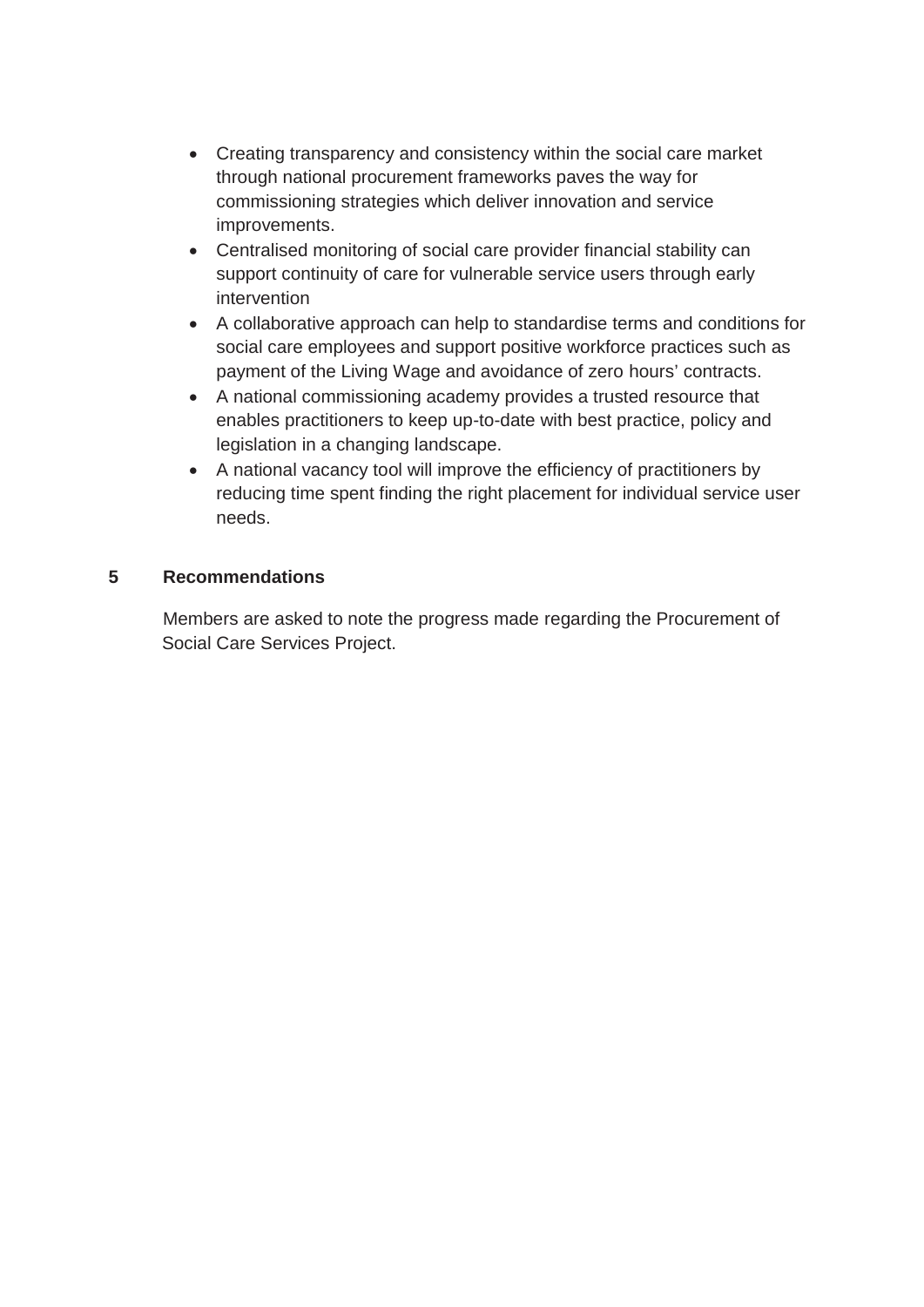- Creating transparency and consistency within the social care market through national procurement frameworks paves the way for commissioning strategies which deliver innovation and service improvements.
- Centralised monitoring of social care provider financial stability can support continuity of care for vulnerable service users through early intervention
- A collaborative approach can help to standardise terms and conditions for social care employees and support positive workforce practices such as payment of the Living Wage and avoidance of zero hours' contracts.
- A national commissioning academy provides a trusted resource that enables practitioners to keep up-to-date with best practice, policy and legislation in a changing landscape.
- A national vacancy tool will improve the efficiency of practitioners by reducing time spent finding the right placement for individual service user needs.

## 5 Recommendations

Members are asked to note the progress made regarding the Procurement of Social Care Services Project.